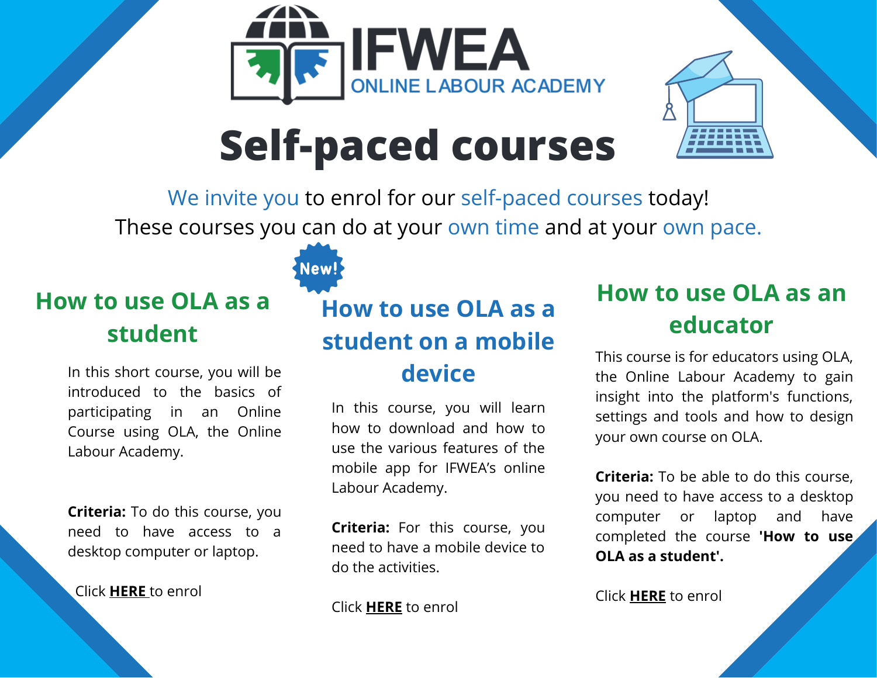IFWEA

ONLINE LABOUR ACADEMY

# Self-paced courses

We invite you to enrol for our self-paced courses today!
These courses you can do at your own time and at your own pace.

## How to use OLA as a student

In this short course, you will be introduced to the basics of participating in an Online Course using OLA, the Online Labour Academy.

**Criteria:** To do this course, you need to have access to a desktop computer or laptop.

Click **HERE** to enrol

New!

## How to use OLA as a student on a mobile device

In this course, you will learn how to download and how to use the various features of the mobile app for IFWEA's online Labour Academy.

**Criteria:** For this course, you need to have a mobile device to do the activities.

Click **HERE** to enrol

## How to use OLA as an educator

This course is for educators using OLA, the Online Labour Academy to gain insight into the platform's functions, settings and tools and how to design your own course on OLA.

**Criteria:** To be able to do this course, you need to have access to a desktop computer or laptop and have completed the course **'How to use OLA as a student'.**

Click **HERE** to enrol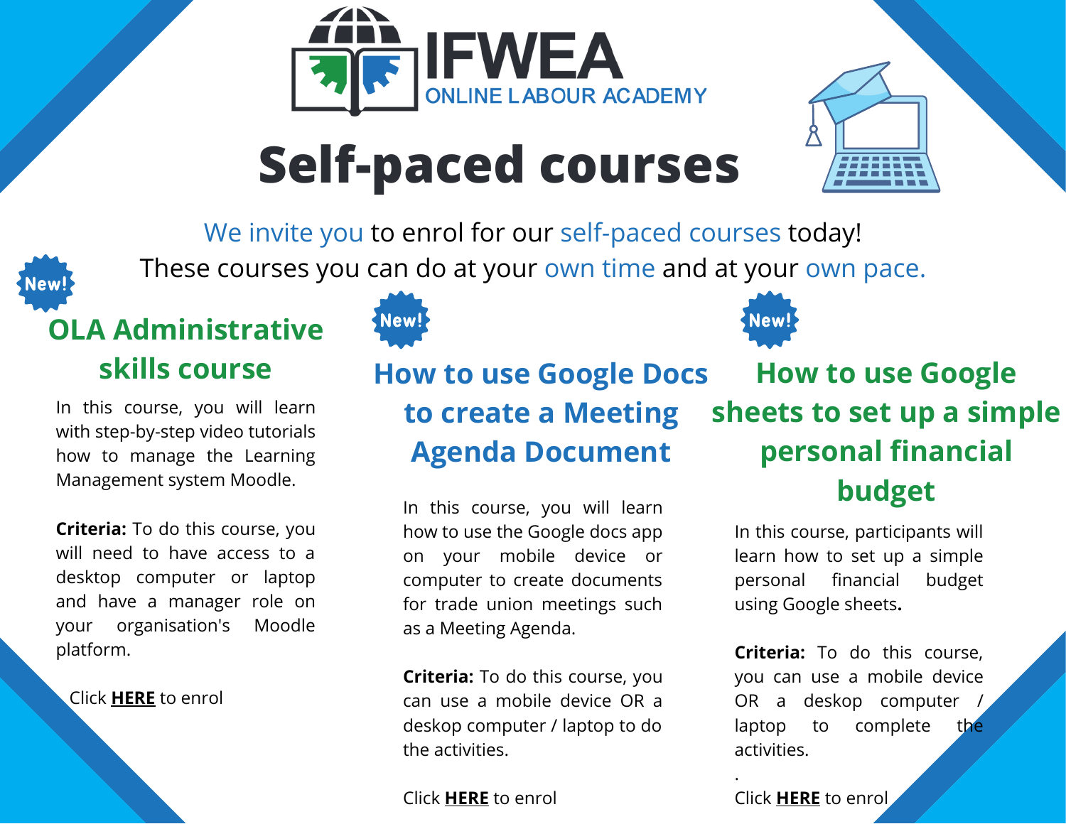IFWEA
ONLINE LABOUR ACADEMY

# Self-paced courses

We invite you to enrol for our self-paced courses today!
These courses you can do at your own time and at your own pace.

New!

## OLA Administrative skills course

In this course, you will learn with step-by-step video tutorials how to manage the Learning Management system Moodle.

**Criteria:** To do this course, you will need to have access to a desktop computer or laptop and have a manager role on your organisation's Moodle platform.

Click **HERE** to enrol

New!

## How to use Google Docs to create a Meeting Agenda Document

In this course, you will learn how to use the Google docs app on your mobile device or computer to create documents for trade union meetings such as a Meeting Agenda.

**Criteria:** To do this course, you can use a mobile device OR a deskop computer / laptop to do the activities.

Click **HERE** to enrol

New!

## How to use Google sheets to set up a simple personal financial budget

In this course, participants will learn how to set up a simple personal financial budget using Google sheets**.**

**Criteria:** To do this course, you can use a mobile device OR a deskop computer / laptop to complete the activities.

.

Click **HERE** to enrol